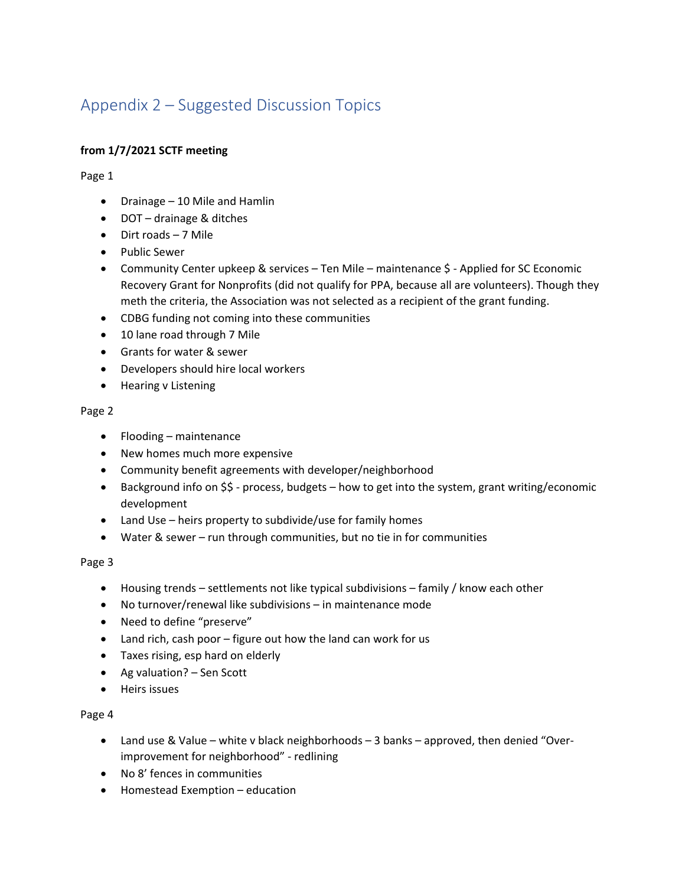# Appendix 2 – Suggested Discussion Topics

**from 1/7/2021 SCTF meeting**

Page 1

- Drainage – 10 Mile and Hamlin
- DOT – drainage & ditches
- Dirt roads – 7 Mile
- Public Sewer
- Community Center upkeep & services – Ten Mile – maintenance $ - Applied for SC Economic Recovery Grant for Nonprofits (did not qualify for PPA, because all are volunteers). Though they meth the criteria, the Association was not selected as a recipient of the grant funding.
- CDBG funding not coming into these communities
- 10 lane road through 7 Mile
- Grants for water & sewer
- Developers should hire local workers
- Hearing v Listening

Page 2

- Flooding – maintenance
- New homes much more expensive
- Community benefit agreements with developer/neighborhood
- Background info on $$ - process, budgets – how to get into the system, grant writing/economic development
- Land Use – heirs property to subdivide/use for family homes
- Water & sewer – run through communities, but no tie in for communities

Page 3

- Housing trends – settlements not like typical subdivisions – family / know each other
- No turnover/renewal like subdivisions – in maintenance mode
- Need to define "preserve"
- Land rich, cash poor – figure out how the land can work for us
- Taxes rising, esp hard on elderly
- Ag valuation? – Sen Scott
- Heirs issues

Page 4

- Land use & Value – white v black neighborhoods – 3 banks – approved, then denied "Over-improvement for neighborhood" - redlining
- No 8' fences in communities
- Homestead Exemption – education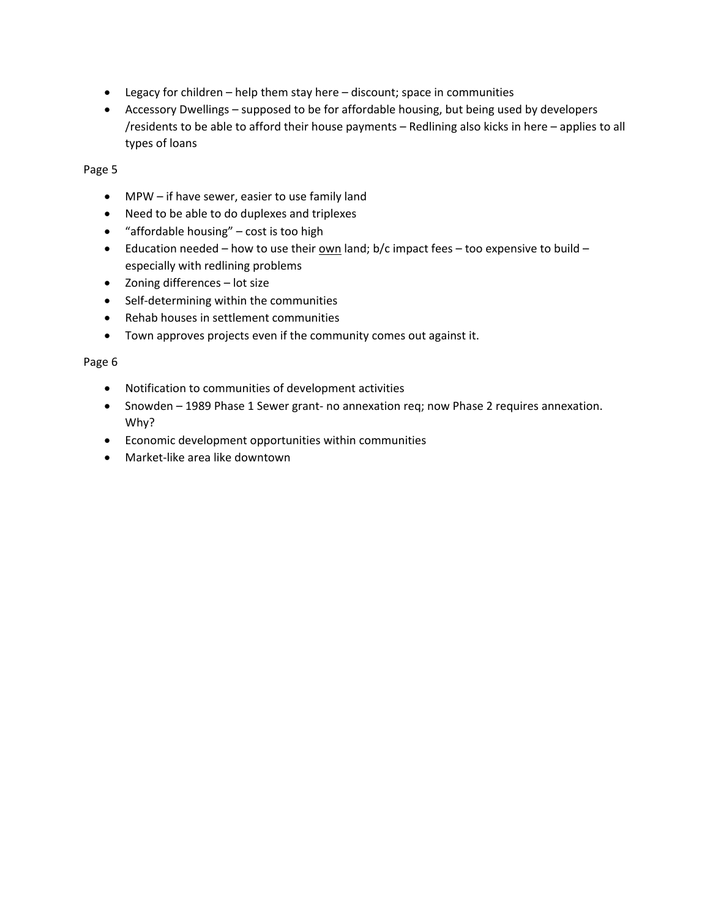- Legacy for children – help them stay here – discount; space in communities
- Accessory Dwellings – supposed to be for affordable housing, but being used by developers /residents to be able to afford their house payments – Redlining also kicks in here – applies to all types of loans

Page 5

- MPW – if have sewer, easier to use family land
- Need to be able to do duplexes and triplexes
- "affordable housing" – cost is too high
- Education needed – how to use their <u>own</u> land; b/c impact fees – too expensive to build – especially with redlining problems
- Zoning differences – lot size
- Self-determining within the communities
- Rehab houses in settlement communities
- Town approves projects even if the community comes out against it.

Page 6

- Notification to communities of development activities
- Snowden – 1989 Phase 1 Sewer grant- no annexation req; now Phase 2 requires annexation. Why?
- Economic development opportunities within communities
- Market-like area like downtown